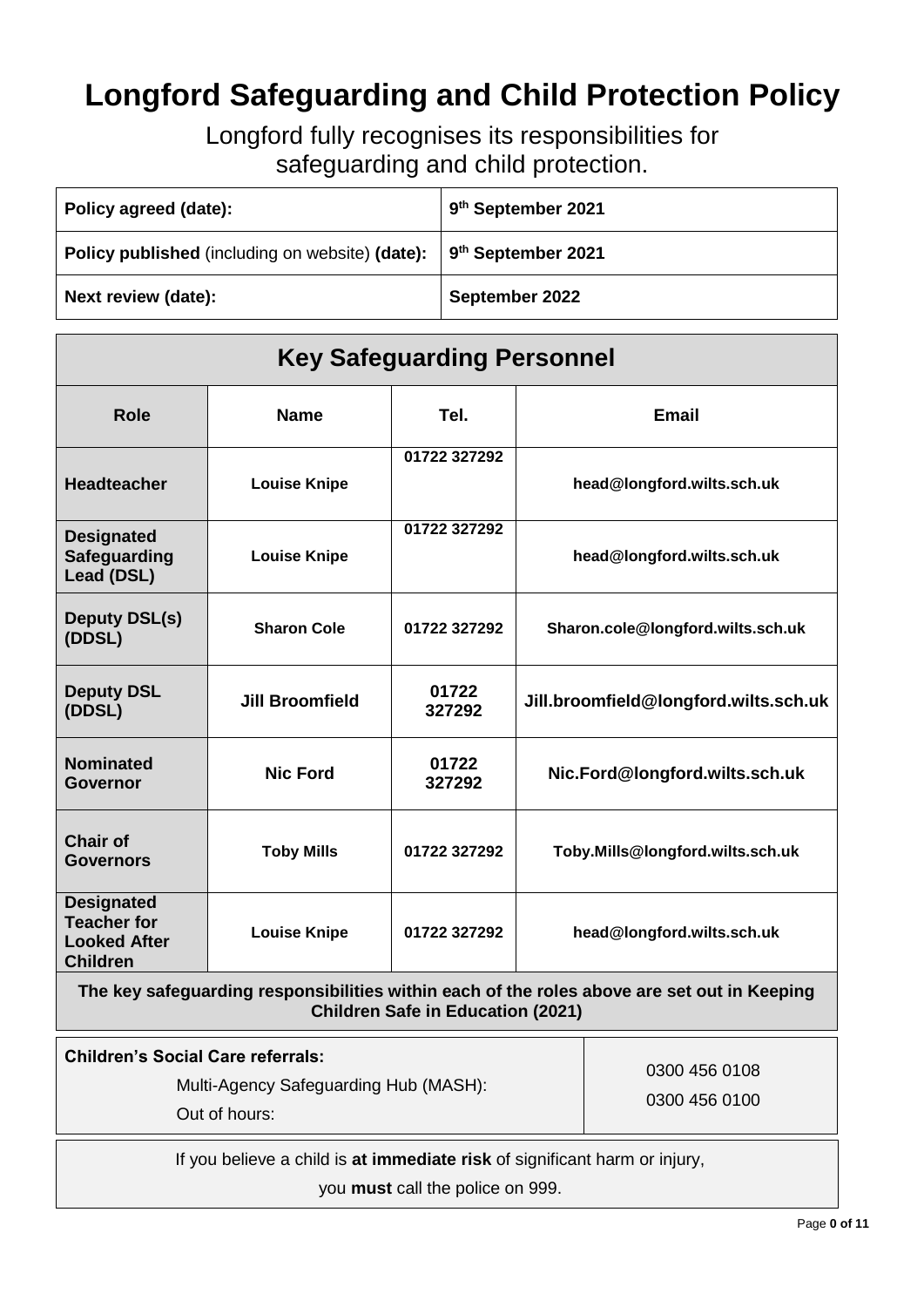# Longford Safeguarding and Child Protection Policy

Longford fully recognises its responsibilities for safeguarding and child protection.

| | |
|---|---|
| **Policy agreed (date):** | **9th September 2021** |
| **Policy published** (including on website) **(date):** | **9th September 2021** |
| **Next review (date):** | **September 2022** |

## Key Safeguarding Personnel

| Role | Name | Tel. | Email |
|---|---|---|---|
| **Headteacher** | **Louise Knipe** | **01722 327292** | **head@longford.wilts.sch.uk** |
| **Designated Safeguarding Lead (DSL)** | **Louise Knipe** | **01722 327292** | **head@longford.wilts.sch.uk** |
| **Deputy DSL(s) (DDSL)** | **Sharon Cole** | **01722 327292** | **Sharon.cole@longford.wilts.sch.uk** |
| **Deputy DSL (DDSL)** | **Jill Broomfield** | **01722 327292** | **Jill.broomfield@longford.wilts.sch.uk** |
| **Nominated Governor** | **Nic Ford** | **01722 327292** | **Nic.Ford@longford.wilts.sch.uk** |
| **Chair of Governors** | **Toby Mills** | **01722 327292** | **Toby.Mills@longford.wilts.sch.uk** |
| **Designated Teacher for Looked After Children** | **Louise Knipe** | **01722 327292** | **head@longford.wilts.sch.uk** |

**The key safeguarding responsibilities within each of the roles above are set out in Keeping Children Safe in Education (2021)**

| **Children's Social Care referrals:** | |
|---|---|
| Multi-Agency Safeguarding Hub (MASH): | 0300 456 0108 |
| Out of hours: | 0300 456 0100 |

If you believe a child is **at immediate risk** of significant harm or injury,

you **must** call the police on 999.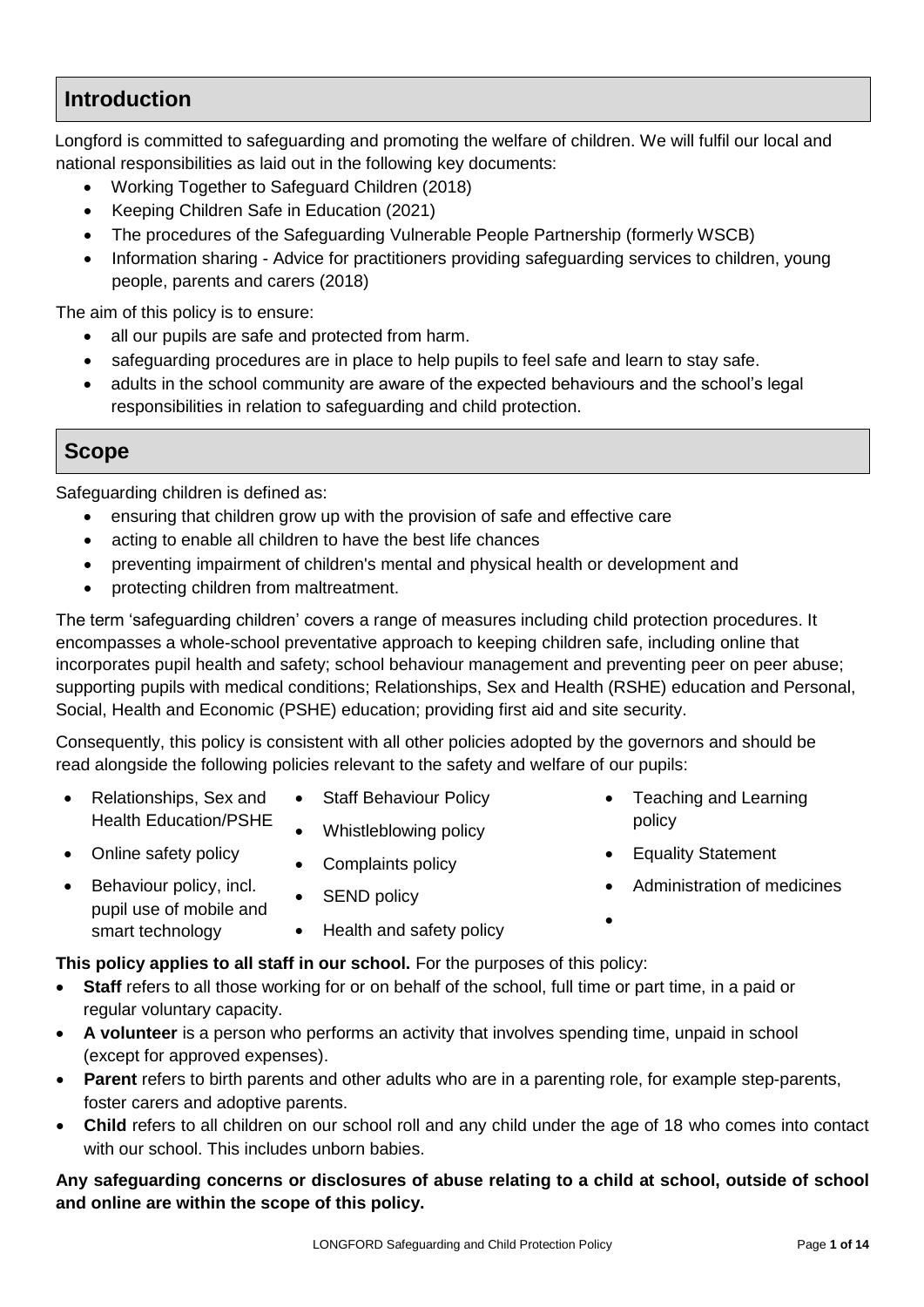## Introduction

Longford is committed to safeguarding and promoting the welfare of children. We will fulfil our local and national responsibilities as laid out in the following key documents:

- Working Together to Safeguard Children (2018)
- Keeping Children Safe in Education (2021)
- The procedures of the Safeguarding Vulnerable People Partnership (formerly WSCB)
- Information sharing - Advice for practitioners providing safeguarding services to children, young people, parents and carers (2018)

The aim of this policy is to ensure:

- all our pupils are safe and protected from harm.
- safeguarding procedures are in place to help pupils to feel safe and learn to stay safe.
- adults in the school community are aware of the expected behaviours and the school's legal responsibilities in relation to safeguarding and child protection.

## Scope

Safeguarding children is defined as:

- ensuring that children grow up with the provision of safe and effective care
- acting to enable all children to have the best life chances
- preventing impairment of children's mental and physical health or development and
- protecting children from maltreatment.

The term 'safeguarding children' covers a range of measures including child protection procedures. It encompasses a whole-school preventative approach to keeping children safe, including online that incorporates pupil health and safety; school behaviour management and preventing peer on peer abuse; supporting pupils with medical conditions; Relationships, Sex and Health (RSHE) education and Personal, Social, Health and Economic (PSHE) education; providing first aid and site security.

Consequently, this policy is consistent with all other policies adopted by the governors and should be read alongside the following policies relevant to the safety and welfare of our pupils:

- Relationships, Sex and Health Education/PSHE
- Online safety policy
- Behaviour policy, incl. pupil use of mobile and smart technology
- Staff Behaviour Policy
- Whistleblowing policy
- Complaints policy
- SEND policy
- Health and safety policy
- Teaching and Learning policy
- Equality Statement
- Administration of medicines

**This policy applies to all staff in our school.** For the purposes of this policy:

- **Staff** refers to all those working for or on behalf of the school, full time or part time, in a paid or regular voluntary capacity.
- **A volunteer** is a person who performs an activity that involves spending time, unpaid in school (except for approved expenses).
- **Parent** refers to birth parents and other adults who are in a parenting role, for example step-parents, foster carers and adoptive parents.
- **Child** refers to all children on our school roll and any child under the age of 18 who comes into contact with our school. This includes unborn babies.

**Any safeguarding concerns or disclosures of abuse relating to a child at school, outside of school and online are within the scope of this policy.**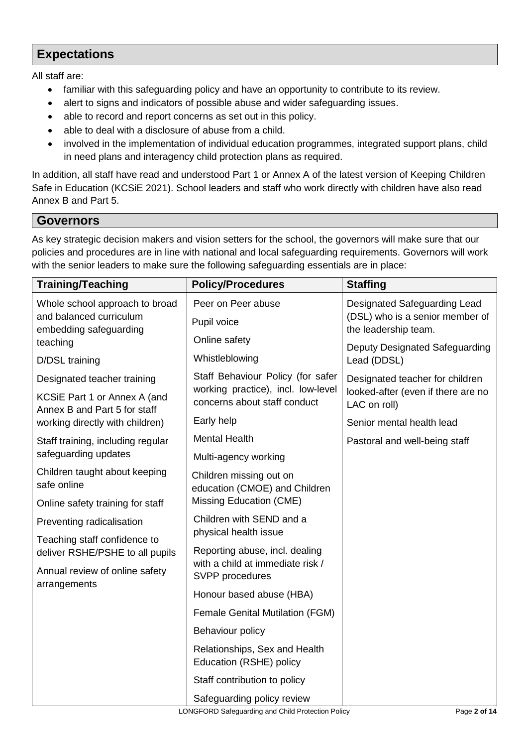## Expectations

All staff are:

- familiar with this safeguarding policy and have an opportunity to contribute to its review.
- alert to signs and indicators of possible abuse and wider safeguarding issues.
- able to record and report concerns as set out in this policy.
- able to deal with a disclosure of abuse from a child.
- involved in the implementation of individual education programmes, integrated support plans, child in need plans and interagency child protection plans as required.

In addition, all staff have read and understood Part 1 or Annex A of the latest version of Keeping Children Safe in Education (KCSiE 2021). School leaders and staff who work directly with children have also read Annex B and Part 5.

## Governors

As key strategic decision makers and vision setters for the school, the governors will make sure that our policies and procedures are in line with national and local safeguarding requirements. Governors will work with the senior leaders to make sure the following safeguarding essentials are in place:

| Training/Teaching | Policy/Procedures | Staffing |
|---|---|---|
| Whole school approach to broad and balanced curriculum embedding safeguarding teaching | Peer on Peer abuse | Designated Safeguarding Lead (DSL) who is a senior member of the leadership team. |
| D/DSL training | Pupil voice | Deputy Designated Safeguarding Lead (DDSL) |
| Designated teacher training | Online safety | Designated teacher for children looked-after (even if there are no LAC on roll) |
| KCSiE Part 1 or Annex A (and Annex B and Part 5 for staff working directly with children) | Whistleblowing | Senior mental health lead |
| Staff training, including regular safeguarding updates | Staff Behaviour Policy (for safer working practice), incl. low-level concerns about staff conduct | Pastoral and well-being staff |
| Children taught about keeping safe online | Early help | |
| Online safety training for staff | Mental Health | |
| Preventing radicalisation | Multi-agency working | |
| Teaching staff confidence to deliver RSHE/PSHE to all pupils | Children missing out on education (CMOE) and Children Missing Education (CME) | |
| Annual review of online safety arrangements | Children with SEND and a physical health issue | |
| | Reporting abuse, incl. dealing with a child at immediate risk / SVPP procedures | |
| | Honour based abuse (HBA) | |
| | Female Genital Mutilation (FGM) | |
| | Behaviour policy | |
| | Relationships, Sex and Health Education (RSHE) policy | |
| | Staff contribution to policy | |
| | Safeguarding policy review | |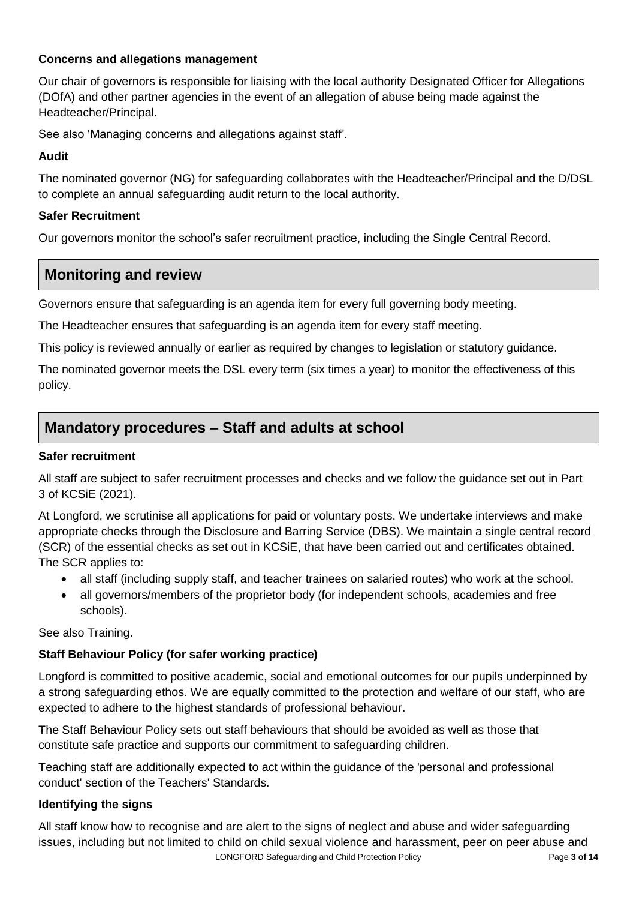**Concerns and allegations management**

Our chair of governors is responsible for liaising with the local authority Designated Officer for Allegations (DOfA) and other partner agencies in the event of an allegation of abuse being made against the Headteacher/Principal.

See also 'Managing concerns and allegations against staff'.

**Audit**

The nominated governor (NG) for safeguarding collaborates with the Headteacher/Principal and the D/DSL to complete an annual safeguarding audit return to the local authority.

**Safer Recruitment**

Our governors monitor the school's safer recruitment practice, including the Single Central Record.

## Monitoring and review

Governors ensure that safeguarding is an agenda item for every full governing body meeting.

The Headteacher ensures that safeguarding is an agenda item for every staff meeting.

This policy is reviewed annually or earlier as required by changes to legislation or statutory guidance.

The nominated governor meets the DSL every term (six times a year) to monitor the effectiveness of this policy.

## Mandatory procedures – Staff and adults at school

**Safer recruitment**

All staff are subject to safer recruitment processes and checks and we follow the guidance set out in Part 3 of KCSiE (2021).

At Longford, we scrutinise all applications for paid or voluntary posts. We undertake interviews and make appropriate checks through the Disclosure and Barring Service (DBS). We maintain a single central record (SCR) of the essential checks as set out in KCSiE, that have been carried out and certificates obtained. The SCR applies to:

- all staff (including supply staff, and teacher trainees on salaried routes) who work at the school.
- all governors/members of the proprietor body (for independent schools, academies and free schools).

See also Training.

**Staff Behaviour Policy (for safer working practice)**

Longford is committed to positive academic, social and emotional outcomes for our pupils underpinned by a strong safeguarding ethos. We are equally committed to the protection and welfare of our staff, who are expected to adhere to the highest standards of professional behaviour.

The Staff Behaviour Policy sets out staff behaviours that should be avoided as well as those that constitute safe practice and supports our commitment to safeguarding children.

Teaching staff are additionally expected to act within the guidance of the 'personal and professional conduct' section of the Teachers' Standards.

**Identifying the signs**

All staff know how to recognise and are alert to the signs of neglect and abuse and wider safeguarding issues, including but not limited to child on child sexual violence and harassment, peer on peer abuse and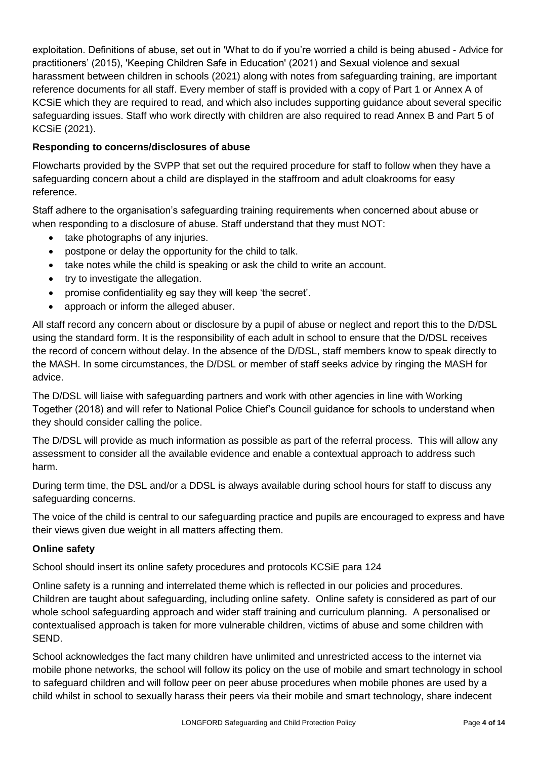exploitation. Definitions of abuse, set out in 'What to do if you're worried a child is being abused - Advice for practitioners' (2015), 'Keeping Children Safe in Education' (2021) and Sexual violence and sexual harassment between children in schools (2021) along with notes from safeguarding training, are important reference documents for all staff. Every member of staff is provided with a copy of Part 1 or Annex A of KCSiE which they are required to read, and which also includes supporting guidance about several specific safeguarding issues. Staff who work directly with children are also required to read Annex B and Part 5 of KCSiE (2021).

**Responding to concerns/disclosures of abuse**

Flowcharts provided by the SVPP that set out the required procedure for staff to follow when they have a safeguarding concern about a child are displayed in the staffroom and adult cloakrooms for easy reference.

Staff adhere to the organisation's safeguarding training requirements when concerned about abuse or when responding to a disclosure of abuse. Staff understand that they must NOT:

- take photographs of any injuries.
- postpone or delay the opportunity for the child to talk.
- take notes while the child is speaking or ask the child to write an account.
- try to investigate the allegation.
- promise confidentiality eg say they will keep 'the secret'.
- approach or inform the alleged abuser.

All staff record any concern about or disclosure by a pupil of abuse or neglect and report this to the D/DSL using the standard form. It is the responsibility of each adult in school to ensure that the D/DSL receives the record of concern without delay. In the absence of the D/DSL, staff members know to speak directly to the MASH. In some circumstances, the D/DSL or member of staff seeks advice by ringing the MASH for advice.

The D/DSL will liaise with safeguarding partners and work with other agencies in line with Working Together (2018) and will refer to National Police Chief's Council guidance for schools to understand when they should consider calling the police.

The D/DSL will provide as much information as possible as part of the referral process. This will allow any assessment to consider all the available evidence and enable a contextual approach to address such harm.

During term time, the DSL and/or a DDSL is always available during school hours for staff to discuss any safeguarding concerns.

The voice of the child is central to our safeguarding practice and pupils are encouraged to express and have their views given due weight in all matters affecting them.

**Online safety**

School should insert its online safety procedures and protocols KCSiE para 124

Online safety is a running and interrelated theme which is reflected in our policies and procedures. Children are taught about safeguarding, including online safety. Online safety is considered as part of our whole school safeguarding approach and wider staff training and curriculum planning. A personalised or contextualised approach is taken for more vulnerable children, victims of abuse and some children with SEND.

School acknowledges the fact many children have unlimited and unrestricted access to the internet via mobile phone networks, the school will follow its policy on the use of mobile and smart technology in school to safeguard children and will follow peer on peer abuse procedures when mobile phones are used by a child whilst in school to sexually harass their peers via their mobile and smart technology, share indecent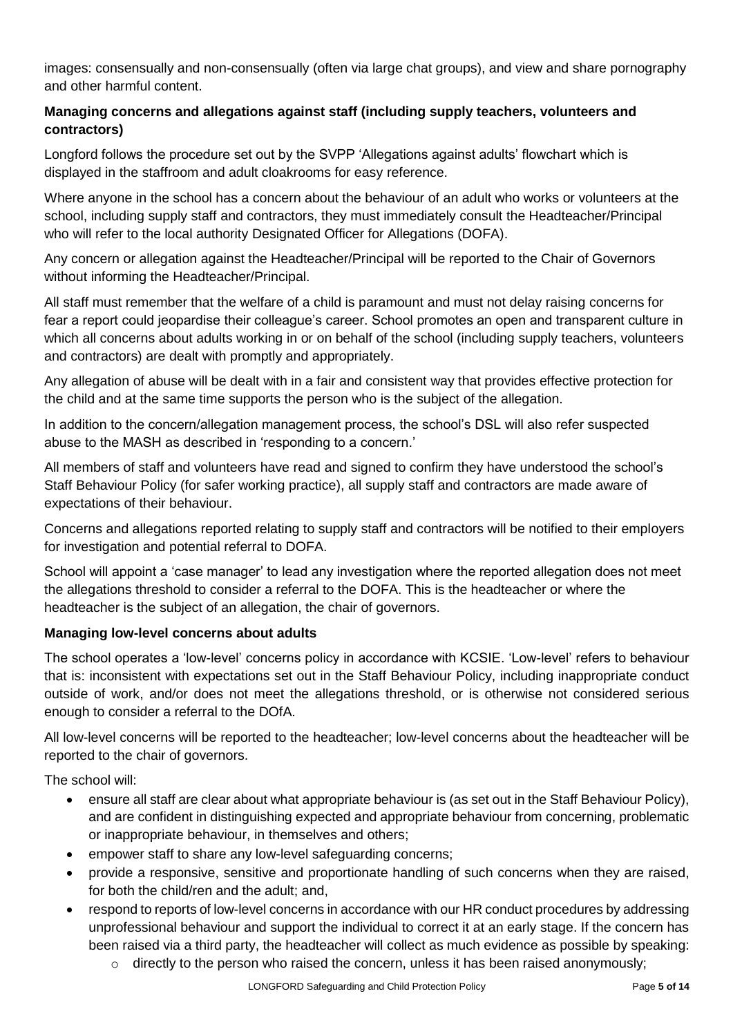images: consensually and non-consensually (often via large chat groups), and view and share pornography and other harmful content.

**Managing concerns and allegations against staff (including supply teachers, volunteers and contractors)**

Longford follows the procedure set out by the SVPP 'Allegations against adults' flowchart which is displayed in the staffroom and adult cloakrooms for easy reference.

Where anyone in the school has a concern about the behaviour of an adult who works or volunteers at the school, including supply staff and contractors, they must immediately consult the Headteacher/Principal who will refer to the local authority Designated Officer for Allegations (DOFA).

Any concern or allegation against the Headteacher/Principal will be reported to the Chair of Governors without informing the Headteacher/Principal.

All staff must remember that the welfare of a child is paramount and must not delay raising concerns for fear a report could jeopardise their colleague's career. School promotes an open and transparent culture in which all concerns about adults working in or on behalf of the school (including supply teachers, volunteers and contractors) are dealt with promptly and appropriately.

Any allegation of abuse will be dealt with in a fair and consistent way that provides effective protection for the child and at the same time supports the person who is the subject of the allegation.

In addition to the concern/allegation management process, the school's DSL will also refer suspected abuse to the MASH as described in 'responding to a concern.'

All members of staff and volunteers have read and signed to confirm they have understood the school's Staff Behaviour Policy (for safer working practice), all supply staff and contractors are made aware of expectations of their behaviour.

Concerns and allegations reported relating to supply staff and contractors will be notified to their employers for investigation and potential referral to DOFA.

School will appoint a 'case manager' to lead any investigation where the reported allegation does not meet the allegations threshold to consider a referral to the DOFA. This is the headteacher or where the headteacher is the subject of an allegation, the chair of governors.

**Managing low-level concerns about adults**

The school operates a 'low-level' concerns policy in accordance with KCSIE. 'Low-level' refers to behaviour that is: inconsistent with expectations set out in the Staff Behaviour Policy, including inappropriate conduct outside of work, and/or does not meet the allegations threshold, or is otherwise not considered serious enough to consider a referral to the DOfA.

All low-level concerns will be reported to the headteacher; low-level concerns about the headteacher will be reported to the chair of governors.

The school will:

- ensure all staff are clear about what appropriate behaviour is (as set out in the Staff Behaviour Policy), and are confident in distinguishing expected and appropriate behaviour from concerning, problematic or inappropriate behaviour, in themselves and others;
- empower staff to share any low-level safeguarding concerns;
- provide a responsive, sensitive and proportionate handling of such concerns when they are raised, for both the child/ren and the adult; and,
- respond to reports of low-level concerns in accordance with our HR conduct procedures by addressing unprofessional behaviour and support the individual to correct it at an early stage. If the concern has been raised via a third party, the headteacher will collect as much evidence as possible by speaking:
  - directly to the person who raised the concern, unless it has been raised anonymously;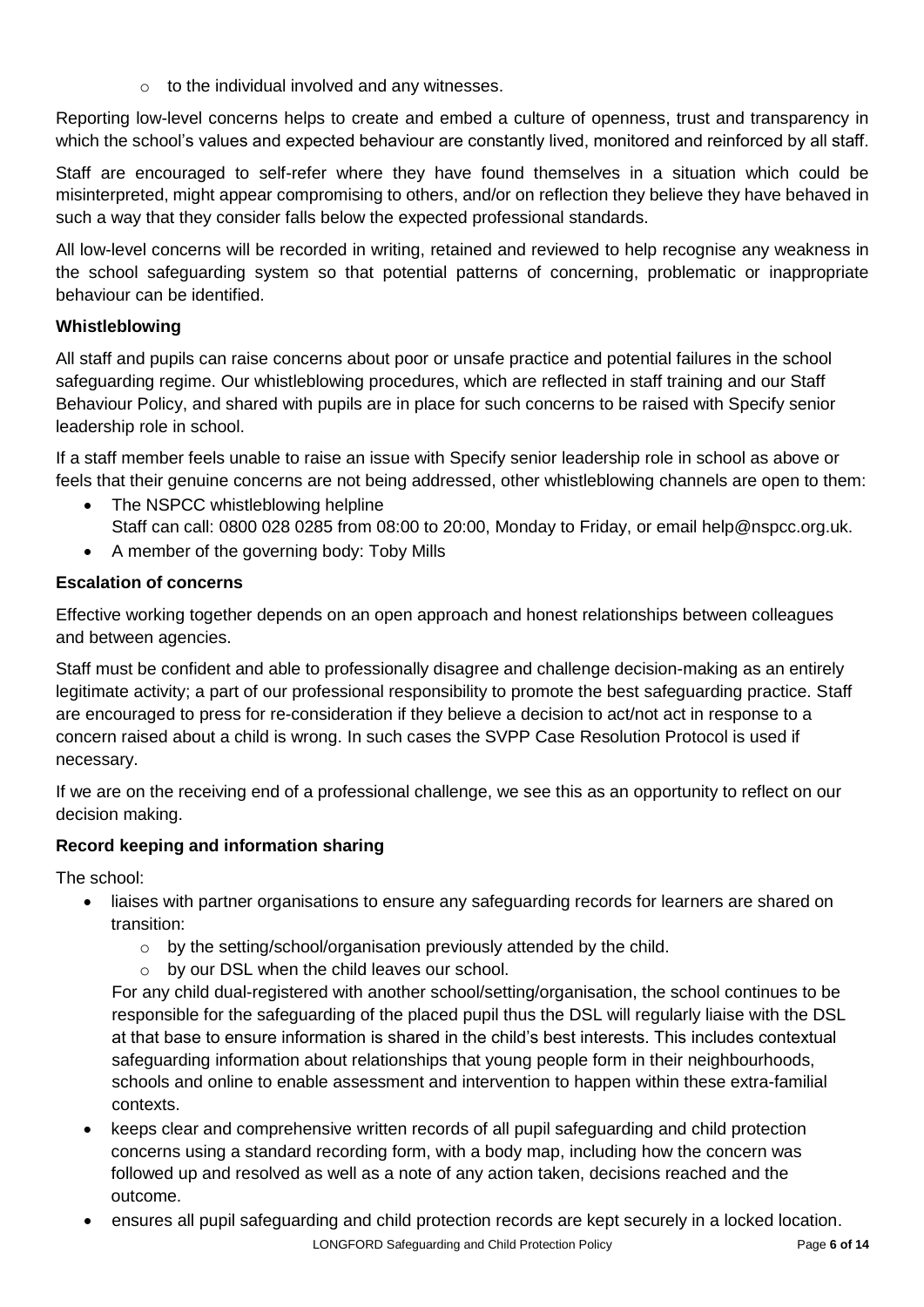- to the individual involved and any witnesses.

Reporting low-level concerns helps to create and embed a culture of openness, trust and transparency in which the school's values and expected behaviour are constantly lived, monitored and reinforced by all staff.

Staff are encouraged to self-refer where they have found themselves in a situation which could be misinterpreted, might appear compromising to others, and/or on reflection they believe they have behaved in such a way that they consider falls below the expected professional standards.

All low-level concerns will be recorded in writing, retained and reviewed to help recognise any weakness in the school safeguarding system so that potential patterns of concerning, problematic or inappropriate behaviour can be identified.

**Whistleblowing**

All staff and pupils can raise concerns about poor or unsafe practice and potential failures in the school safeguarding regime. Our whistleblowing procedures, which are reflected in staff training and our Staff Behaviour Policy, and shared with pupils are in place for such concerns to be raised with Specify senior leadership role in school.

If a staff member feels unable to raise an issue with Specify senior leadership role in school as above or feels that their genuine concerns are not being addressed, other whistleblowing channels are open to them:

- The NSPCC whistleblowing helpline
  Staff can call: 0800 028 0285 from 08:00 to 20:00, Monday to Friday, or email help@nspcc.org.uk.
- A member of the governing body: Toby Mills

**Escalation of concerns**

Effective working together depends on an open approach and honest relationships between colleagues and between agencies.

Staff must be confident and able to professionally disagree and challenge decision-making as an entirely legitimate activity; a part of our professional responsibility to promote the best safeguarding practice. Staff are encouraged to press for re-consideration if they believe a decision to act/not act in response to a concern raised about a child is wrong. In such cases the SVPP Case Resolution Protocol is used if necessary.

If we are on the receiving end of a professional challenge, we see this as an opportunity to reflect on our decision making.

**Record keeping and information sharing**

The school:

- liaises with partner organisations to ensure any safeguarding records for learners are shared on transition:
  - by the setting/school/organisation previously attended by the child.
  - by our DSL when the child leaves our school.

  For any child dual-registered with another school/setting/organisation, the school continues to be responsible for the safeguarding of the placed pupil thus the DSL will regularly liaise with the DSL at that base to ensure information is shared in the child's best interests. This includes contextual safeguarding information about relationships that young people form in their neighbourhoods, schools and online to enable assessment and intervention to happen within these extra-familial contexts.
- keeps clear and comprehensive written records of all pupil safeguarding and child protection concerns using a standard recording form, with a body map, including how the concern was followed up and resolved as well as a note of any action taken, decisions reached and the outcome.
- ensures all pupil safeguarding and child protection records are kept securely in a locked location.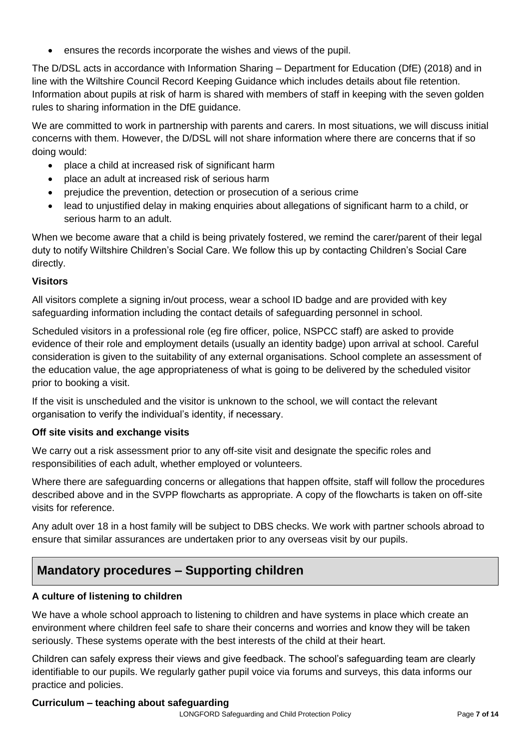- ensures the records incorporate the wishes and views of the pupil.

The D/DSL acts in accordance with Information Sharing – Department for Education (DfE) (2018) and in line with the Wiltshire Council Record Keeping Guidance which includes details about file retention. Information about pupils at risk of harm is shared with members of staff in keeping with the seven golden rules to sharing information in the DfE guidance.

We are committed to work in partnership with parents and carers. In most situations, we will discuss initial concerns with them. However, the D/DSL will not share information where there are concerns that if so doing would:

- place a child at increased risk of significant harm
- place an adult at increased risk of serious harm
- prejudice the prevention, detection or prosecution of a serious crime
- lead to unjustified delay in making enquiries about allegations of significant harm to a child, or serious harm to an adult.

When we become aware that a child is being privately fostered, we remind the carer/parent of their legal duty to notify Wiltshire Children's Social Care. We follow this up by contacting Children's Social Care directly.

**Visitors**

All visitors complete a signing in/out process, wear a school ID badge and are provided with key safeguarding information including the contact details of safeguarding personnel in school.

Scheduled visitors in a professional role (eg fire officer, police, NSPCC staff) are asked to provide evidence of their role and employment details (usually an identity badge) upon arrival at school. Careful consideration is given to the suitability of any external organisations. School complete an assessment of the education value, the age appropriateness of what is going to be delivered by the scheduled visitor prior to booking a visit.

If the visit is unscheduled and the visitor is unknown to the school, we will contact the relevant organisation to verify the individual's identity, if necessary.

**Off site visits and exchange visits**

We carry out a risk assessment prior to any off-site visit and designate the specific roles and responsibilities of each adult, whether employed or volunteers.

Where there are safeguarding concerns or allegations that happen offsite, staff will follow the procedures described above and in the SVPP flowcharts as appropriate. A copy of the flowcharts is taken on off-site visits for reference.

Any adult over 18 in a host family will be subject to DBS checks. We work with partner schools abroad to ensure that similar assurances are undertaken prior to any overseas visit by our pupils.

## Mandatory procedures – Supporting children

**A culture of listening to children**

We have a whole school approach to listening to children and have systems in place which create an environment where children feel safe to share their concerns and worries and know they will be taken seriously. These systems operate with the best interests of the child at their heart.

Children can safely express their views and give feedback. The school's safeguarding team are clearly identifiable to our pupils. We regularly gather pupil voice via forums and surveys, this data informs our practice and policies.

**Curriculum – teaching about safeguarding**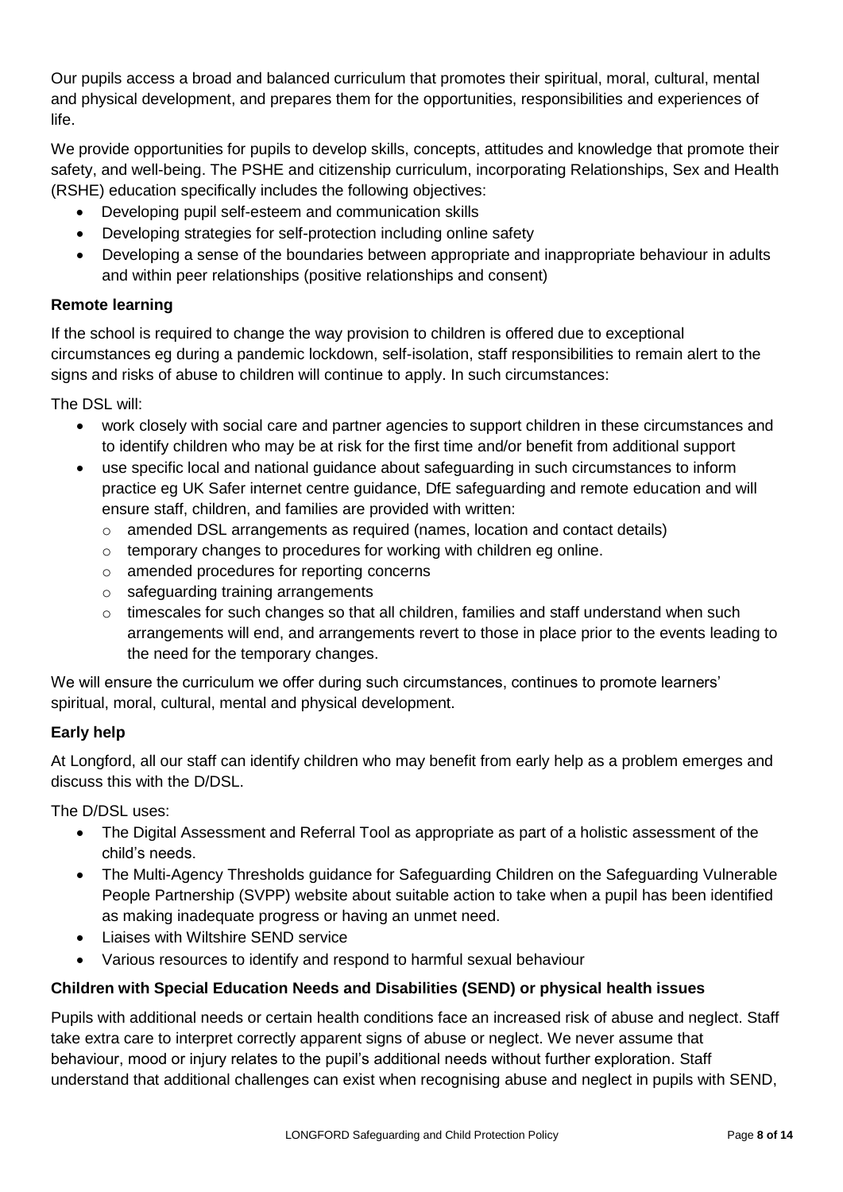Our pupils access a broad and balanced curriculum that promotes their spiritual, moral, cultural, mental and physical development, and prepares them for the opportunities, responsibilities and experiences of life.

We provide opportunities for pupils to develop skills, concepts, attitudes and knowledge that promote their safety, and well-being. The PSHE and citizenship curriculum, incorporating Relationships, Sex and Health (RSHE) education specifically includes the following objectives:

- Developing pupil self-esteem and communication skills
- Developing strategies for self-protection including online safety
- Developing a sense of the boundaries between appropriate and inappropriate behaviour in adults and within peer relationships (positive relationships and consent)

**Remote learning**

If the school is required to change the way provision to children is offered due to exceptional circumstances eg during a pandemic lockdown, self-isolation, staff responsibilities to remain alert to the signs and risks of abuse to children will continue to apply. In such circumstances:

The DSL will:

- work closely with social care and partner agencies to support children in these circumstances and to identify children who may be at risk for the first time and/or benefit from additional support
- use specific local and national guidance about safeguarding in such circumstances to inform practice eg UK Safer internet centre guidance, DfE safeguarding and remote education and will ensure staff, children, and families are provided with written:
  - amended DSL arrangements as required (names, location and contact details)
  - temporary changes to procedures for working with children eg online.
  - amended procedures for reporting concerns
  - safeguarding training arrangements
  - timescales for such changes so that all children, families and staff understand when such arrangements will end, and arrangements revert to those in place prior to the events leading to the need for the temporary changes.

We will ensure the curriculum we offer during such circumstances, continues to promote learners' spiritual, moral, cultural, mental and physical development.

**Early help**

At Longford, all our staff can identify children who may benefit from early help as a problem emerges and discuss this with the D/DSL.

The D/DSL uses:

- The Digital Assessment and Referral Tool as appropriate as part of a holistic assessment of the child's needs.
- The Multi-Agency Thresholds guidance for Safeguarding Children on the Safeguarding Vulnerable People Partnership (SVPP) website about suitable action to take when a pupil has been identified as making inadequate progress or having an unmet need.
- Liaises with Wiltshire SEND service
- Various resources to identify and respond to harmful sexual behaviour

**Children with Special Education Needs and Disabilities (SEND) or physical health issues**

Pupils with additional needs or certain health conditions face an increased risk of abuse and neglect. Staff take extra care to interpret correctly apparent signs of abuse or neglect. We never assume that behaviour, mood or injury relates to the pupil's additional needs without further exploration. Staff understand that additional challenges can exist when recognising abuse and neglect in pupils with SEND,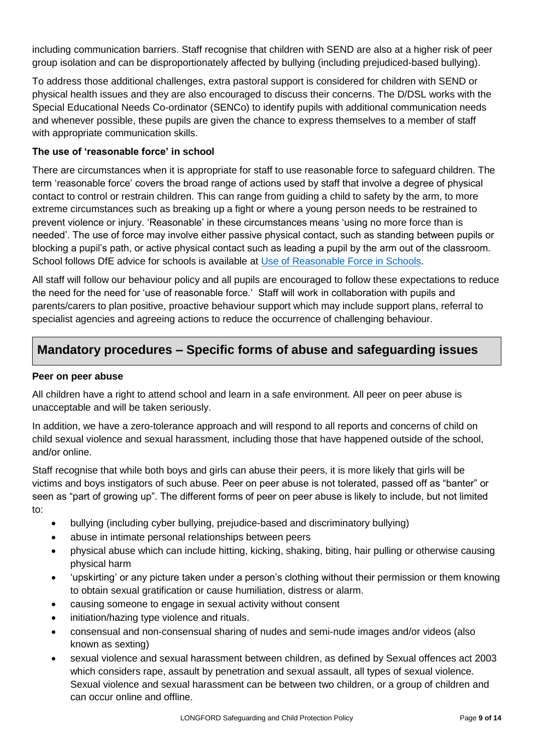including communication barriers. Staff recognise that children with SEND are also at a higher risk of peer group isolation and can be disproportionately affected by bullying (including prejudiced-based bullying).

To address those additional challenges, extra pastoral support is considered for children with SEND or physical health issues and they are also encouraged to discuss their concerns. The D/DSL works with the Special Educational Needs Co-ordinator (SENCo) to identify pupils with additional communication needs and whenever possible, these pupils are given the chance to express themselves to a member of staff with appropriate communication skills.

**The use of 'reasonable force' in school**

There are circumstances when it is appropriate for staff to use reasonable force to safeguard children. The term 'reasonable force' covers the broad range of actions used by staff that involve a degree of physical contact to control or restrain children. This can range from guiding a child to safety by the arm, to more extreme circumstances such as breaking up a fight or where a young person needs to be restrained to prevent violence or injury. 'Reasonable' in these circumstances means 'using no more force than is needed'. The use of force may involve either passive physical contact, such as standing between pupils or blocking a pupil's path, or active physical contact such as leading a pupil by the arm out of the classroom. School follows DfE advice for schools is available at [Use of Reasonable Force in Schools](#).

All staff will follow our behaviour policy and all pupils are encouraged to follow these expectations to reduce the need for the need for 'use of reasonable force.' Staff will work in collaboration with pupils and parents/carers to plan positive, proactive behaviour support which may include support plans, referral to specialist agencies and agreeing actions to reduce the occurrence of challenging behaviour.

## Mandatory procedures – Specific forms of abuse and safeguarding issues

**Peer on peer abuse**

All children have a right to attend school and learn in a safe environment. All peer on peer abuse is unacceptable and will be taken seriously.

In addition, we have a zero-tolerance approach and will respond to all reports and concerns of child on child sexual violence and sexual harassment, including those that have happened outside of the school, and/or online.

Staff recognise that while both boys and girls can abuse their peers, it is more likely that girls will be victims and boys instigators of such abuse. Peer on peer abuse is not tolerated, passed off as "banter" or seen as "part of growing up". The different forms of peer on peer abuse is likely to include, but not limited to:

- bullying (including cyber bullying, prejudice-based and discriminatory bullying)
- abuse in intimate personal relationships between peers
- physical abuse which can include hitting, kicking, shaking, biting, hair pulling or otherwise causing physical harm
- 'upskirting' or any picture taken under a person's clothing without their permission or them knowing to obtain sexual gratification or cause humiliation, distress or alarm.
- causing someone to engage in sexual activity without consent
- initiation/hazing type violence and rituals.
- consensual and non-consensual sharing of nudes and semi-nude images and/or videos (also known as sexting)
- sexual violence and sexual harassment between children, as defined by Sexual offences act 2003 which considers rape, assault by penetration and sexual assault, all types of sexual violence. Sexual violence and sexual harassment can be between two children, or a group of children and can occur online and offline.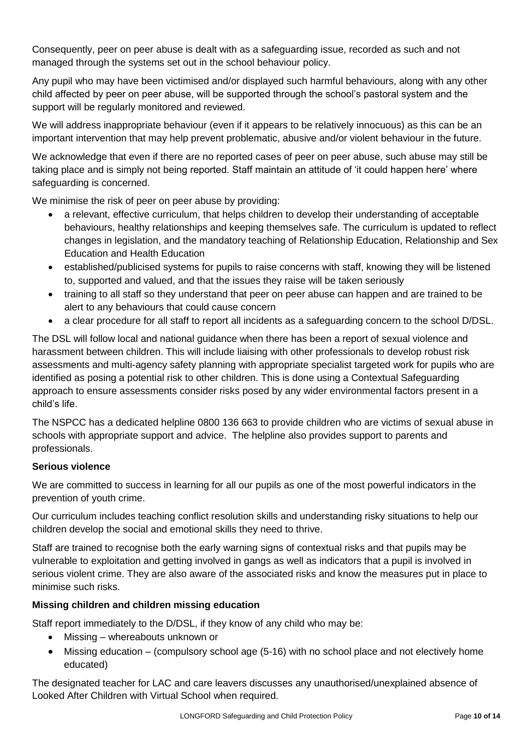Consequently, peer on peer abuse is dealt with as a safeguarding issue, recorded as such and not managed through the systems set out in the school behaviour policy.

Any pupil who may have been victimised and/or displayed such harmful behaviours, along with any other child affected by peer on peer abuse, will be supported through the school's pastoral system and the support will be regularly monitored and reviewed.

We will address inappropriate behaviour (even if it appears to be relatively innocuous) as this can be an important intervention that may help prevent problematic, abusive and/or violent behaviour in the future.

We acknowledge that even if there are no reported cases of peer on peer abuse, such abuse may still be taking place and is simply not being reported. Staff maintain an attitude of 'it could happen here' where safeguarding is concerned.

We minimise the risk of peer on peer abuse by providing:

- a relevant, effective curriculum, that helps children to develop their understanding of acceptable behaviours, healthy relationships and keeping themselves safe. The curriculum is updated to reflect changes in legislation, and the mandatory teaching of Relationship Education, Relationship and Sex Education and Health Education
- established/publicised systems for pupils to raise concerns with staff, knowing they will be listened to, supported and valued, and that the issues they raise will be taken seriously
- training to all staff so they understand that peer on peer abuse can happen and are trained to be alert to any behaviours that could cause concern
- a clear procedure for all staff to report all incidents as a safeguarding concern to the school D/DSL.

The DSL will follow local and national guidance when there has been a report of sexual violence and harassment between children. This will include liaising with other professionals to develop robust risk assessments and multi-agency safety planning with appropriate specialist targeted work for pupils who are identified as posing a potential risk to other children. This is done using a Contextual Safeguarding approach to ensure assessments consider risks posed by any wider environmental factors present in a child's life.

The NSPCC has a dedicated helpline 0800 136 663 to provide children who are victims of sexual abuse in schools with appropriate support and advice. The helpline also provides support to parents and professionals.

**Serious violence**

We are committed to success in learning for all our pupils as one of the most powerful indicators in the prevention of youth crime.

Our curriculum includes teaching conflict resolution skills and understanding risky situations to help our children develop the social and emotional skills they need to thrive.

Staff are trained to recognise both the early warning signs of contextual risks and that pupils may be vulnerable to exploitation and getting involved in gangs as well as indicators that a pupil is involved in serious violent crime. They are also aware of the associated risks and know the measures put in place to minimise such risks.

**Missing children and children missing education**

Staff report immediately to the D/DSL, if they know of any child who may be:

- Missing – whereabouts unknown or
- Missing education – (compulsory school age (5-16) with no school place and not electively home educated)

The designated teacher for LAC and care leavers discusses any unauthorised/unexplained absence of Looked After Children with Virtual School when required.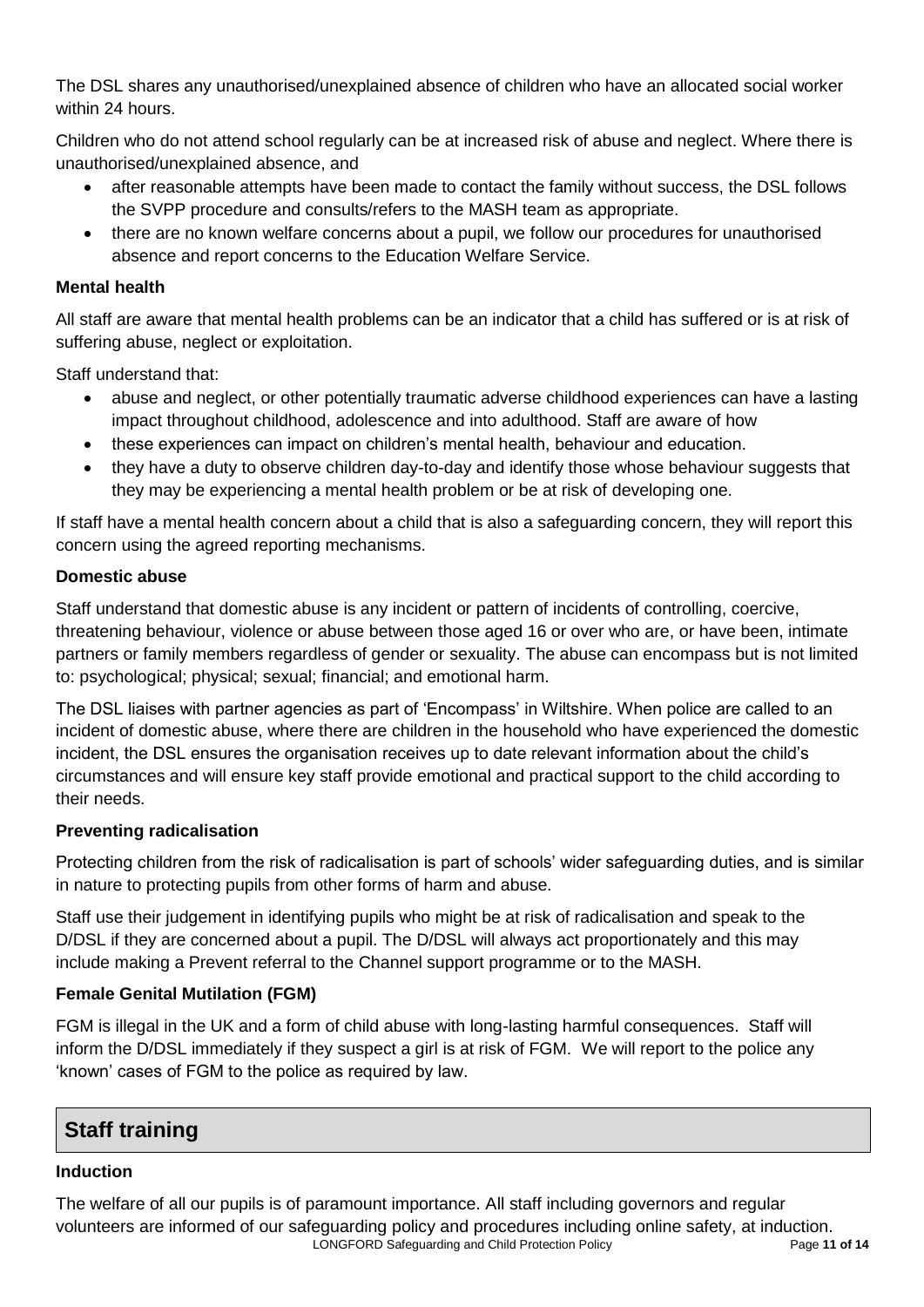The DSL shares any unauthorised/unexplained absence of children who have an allocated social worker within 24 hours.

Children who do not attend school regularly can be at increased risk of abuse and neglect. Where there is unauthorised/unexplained absence, and

- after reasonable attempts have been made to contact the family without success, the DSL follows the SVPP procedure and consults/refers to the MASH team as appropriate.
- there are no known welfare concerns about a pupil, we follow our procedures for unauthorised absence and report concerns to the Education Welfare Service.

**Mental health**

All staff are aware that mental health problems can be an indicator that a child has suffered or is at risk of suffering abuse, neglect or exploitation.

Staff understand that:

- abuse and neglect, or other potentially traumatic adverse childhood experiences can have a lasting impact throughout childhood, adolescence and into adulthood. Staff are aware of how
- these experiences can impact on children's mental health, behaviour and education.
- they have a duty to observe children day-to-day and identify those whose behaviour suggests that they may be experiencing a mental health problem or be at risk of developing one.

If staff have a mental health concern about a child that is also a safeguarding concern, they will report this concern using the agreed reporting mechanisms.

**Domestic abuse**

Staff understand that domestic abuse is any incident or pattern of incidents of controlling, coercive, threatening behaviour, violence or abuse between those aged 16 or over who are, or have been, intimate partners or family members regardless of gender or sexuality. The abuse can encompass but is not limited to: psychological; physical; sexual; financial; and emotional harm.

The DSL liaises with partner agencies as part of 'Encompass' in Wiltshire. When police are called to an incident of domestic abuse, where there are children in the household who have experienced the domestic incident, the DSL ensures the organisation receives up to date relevant information about the child's circumstances and will ensure key staff provide emotional and practical support to the child according to their needs.

**Preventing radicalisation**

Protecting children from the risk of radicalisation is part of schools' wider safeguarding duties, and is similar in nature to protecting pupils from other forms of harm and abuse.

Staff use their judgement in identifying pupils who might be at risk of radicalisation and speak to the D/DSL if they are concerned about a pupil. The D/DSL will always act proportionately and this may include making a Prevent referral to the Channel support programme or to the MASH.

**Female Genital Mutilation (FGM)**

FGM is illegal in the UK and a form of child abuse with long-lasting harmful consequences. Staff will inform the D/DSL immediately if they suspect a girl is at risk of FGM. We will report to the police any 'known' cases of FGM to the police as required by law.

## Staff training

**Induction**

The welfare of all our pupils is of paramount importance. All staff including governors and regular volunteers are informed of our safeguarding policy and procedures including online safety, at induction.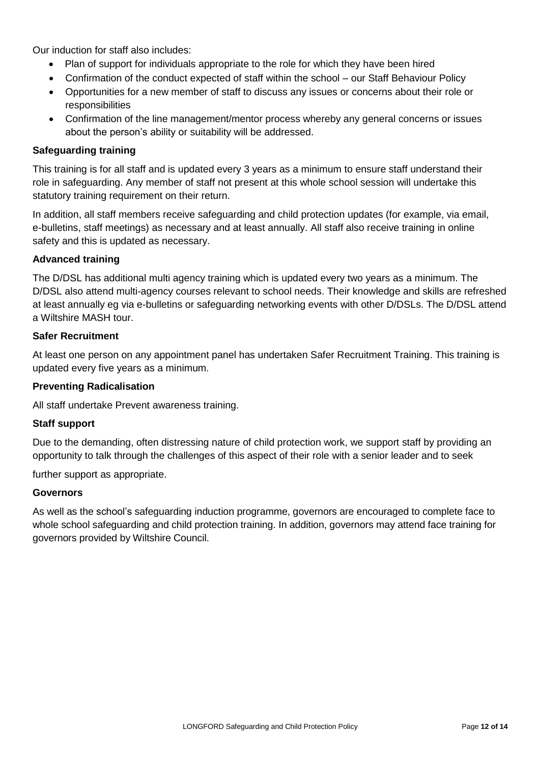Our induction for staff also includes:

- Plan of support for individuals appropriate to the role for which they have been hired
- Confirmation of the conduct expected of staff within the school – our Staff Behaviour Policy
- Opportunities for a new member of staff to discuss any issues or concerns about their role or responsibilities
- Confirmation of the line management/mentor process whereby any general concerns or issues about the person's ability or suitability will be addressed.

**Safeguarding training**

This training is for all staff and is updated every 3 years as a minimum to ensure staff understand their role in safeguarding. Any member of staff not present at this whole school session will undertake this statutory training requirement on their return.

In addition, all staff members receive safeguarding and child protection updates (for example, via email, e-bulletins, staff meetings) as necessary and at least annually. All staff also receive training in online safety and this is updated as necessary.

**Advanced training**

The D/DSL has additional multi agency training which is updated every two years as a minimum. The D/DSL also attend multi-agency courses relevant to school needs. Their knowledge and skills are refreshed at least annually eg via e-bulletins or safeguarding networking events with other D/DSLs. The D/DSL attend a Wiltshire MASH tour.

**Safer Recruitment**

At least one person on any appointment panel has undertaken Safer Recruitment Training. This training is updated every five years as a minimum.

**Preventing Radicalisation**

All staff undertake Prevent awareness training.

**Staff support**

Due to the demanding, often distressing nature of child protection work, we support staff by providing an opportunity to talk through the challenges of this aspect of their role with a senior leader and to seek

further support as appropriate.

**Governors**

As well as the school's safeguarding induction programme, governors are encouraged to complete face to whole school safeguarding and child protection training. In addition, governors may attend face training for governors provided by Wiltshire Council.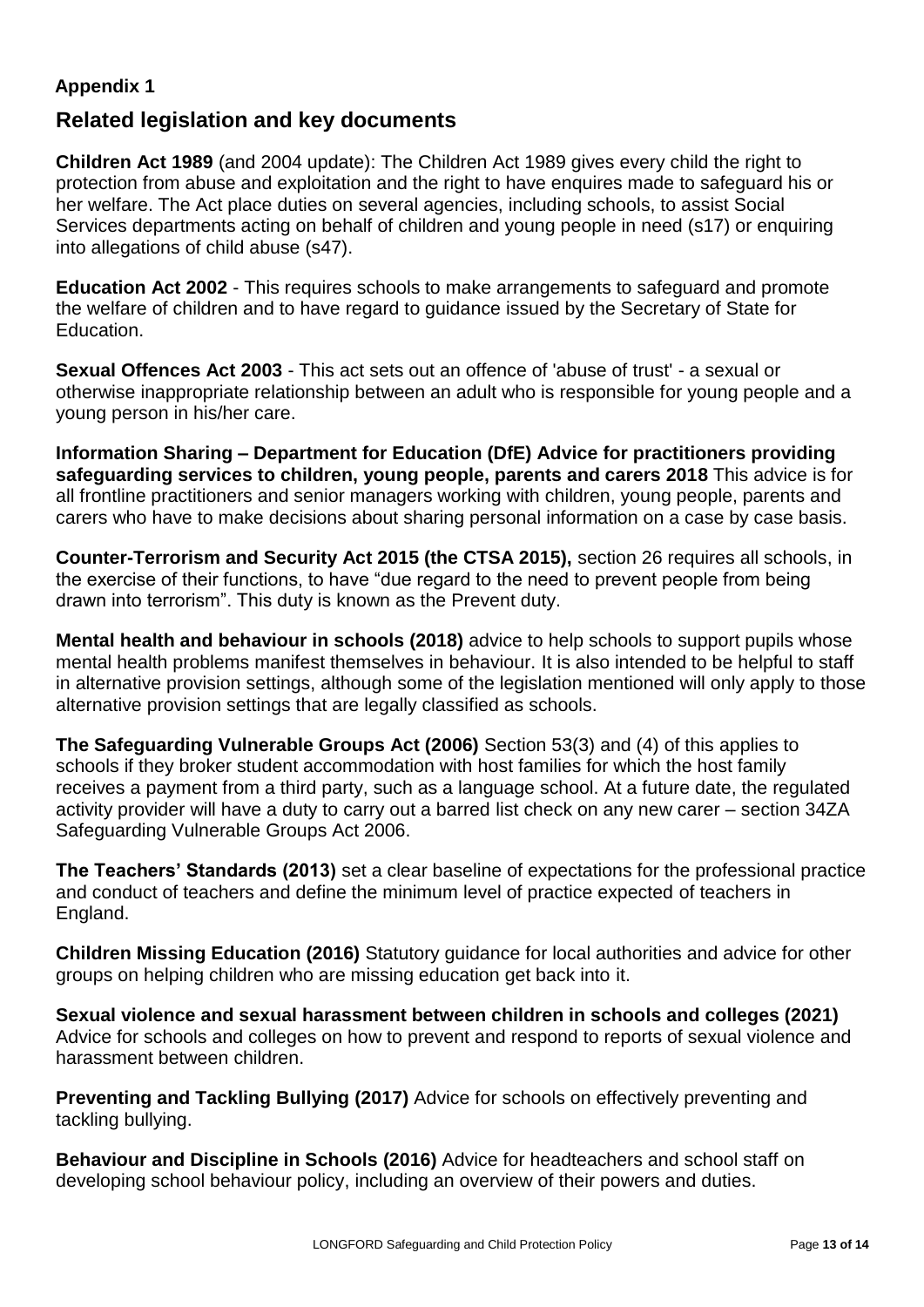**Appendix 1**

## Related legislation and key documents

**Children Act 1989** (and 2004 update): The Children Act 1989 gives every child the right to protection from abuse and exploitation and the right to have enquires made to safeguard his or her welfare. The Act place duties on several agencies, including schools, to assist Social Services departments acting on behalf of children and young people in need (s17) or enquiring into allegations of child abuse (s47).

**Education Act 2002** - This requires schools to make arrangements to safeguard and promote the welfare of children and to have regard to guidance issued by the Secretary of State for Education.

**Sexual Offences Act 2003** - This act sets out an offence of 'abuse of trust' - a sexual or otherwise inappropriate relationship between an adult who is responsible for young people and a young person in his/her care.

**Information Sharing – Department for Education (DfE) Advice for practitioners providing safeguarding services to children, young people, parents and carers 2018** This advice is for all frontline practitioners and senior managers working with children, young people, parents and carers who have to make decisions about sharing personal information on a case by case basis.

**Counter-Terrorism and Security Act 2015 (the CTSA 2015),** section 26 requires all schools, in the exercise of their functions, to have "due regard to the need to prevent people from being drawn into terrorism". This duty is known as the Prevent duty.

**Mental health and behaviour in schools (2018)** advice to help schools to support pupils whose mental health problems manifest themselves in behaviour. It is also intended to be helpful to staff in alternative provision settings, although some of the legislation mentioned will only apply to those alternative provision settings that are legally classified as schools.

**The Safeguarding Vulnerable Groups Act (2006)** Section 53(3) and (4) of this applies to schools if they broker student accommodation with host families for which the host family receives a payment from a third party, such as a language school. At a future date, the regulated activity provider will have a duty to carry out a barred list check on any new carer – section 34ZA Safeguarding Vulnerable Groups Act 2006.

**The Teachers' Standards (2013)** set a clear baseline of expectations for the professional practice and conduct of teachers and define the minimum level of practice expected of teachers in England.

**Children Missing Education (2016)** Statutory guidance for local authorities and advice for other groups on helping children who are missing education get back into it.

**Sexual violence and sexual harassment between children in schools and colleges (2021)** Advice for schools and colleges on how to prevent and respond to reports of sexual violence and harassment between children.

**Preventing and Tackling Bullying (2017)** Advice for schools on effectively preventing and tackling bullying.

**Behaviour and Discipline in Schools (2016)** Advice for headteachers and school staff on developing school behaviour policy, including an overview of their powers and duties.